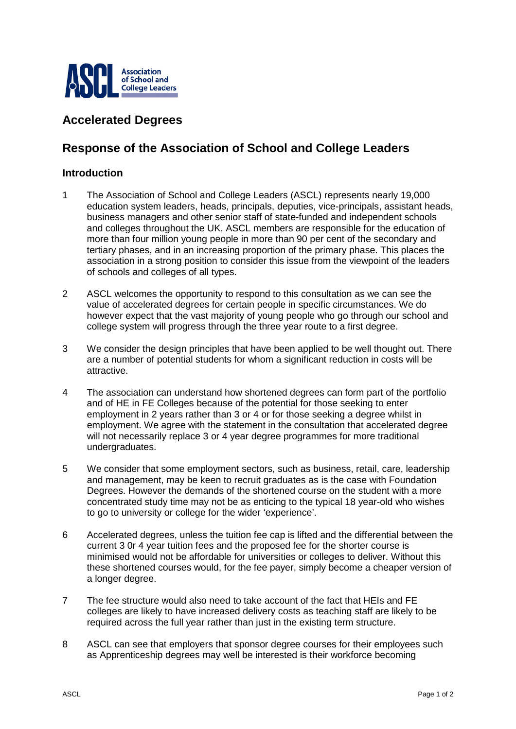# Accelerated Degrees

# Response of the Association of School and College Leaders

## Introduction

1. The Association of School and College Leaders (ASCL) represents nearly 19,000 education system leaders, heads, principals, deputies, vice-principals, assistant heads, business managers and other senior staff of state-funded and independent schools and colleges throughout the UK. ASCL members are responsible for the education of more than four million young people in more than 90 per cent of the secondary and tertiary phases, and in an increasing proportion of the primary phase. This places the association in a strong position to consider this issue from the viewpoint of the leaders of schools and colleges of all types.

2. ASCL welcomes the opportunity to respond to this consultation as we can see the value of accelerated degrees for certain people in specific circumstances. We do however expect that the vast majority of young people who go through our school and college system will progress through the three year route to a first degree.

3. We consider the design principles that have been applied to be well thought out. There are a number of potential students for whom a significant reduction in costs will be attractive.

4. The association can understand how shortened degrees can form part of the portfolio and of HE in FE Colleges because of the potential for those seeking to enter employment in 2 years rather than 3 or 4 or for those seeking a degree whilst in employment. We agree with the statement in the consultation that accelerated degree will not necessarily replace 3 or 4 year degree programmes for more traditional undergraduates.

5. We consider that some employment sectors, such as business, retail, care, leadership and management, may be keen to recruit graduates as is the case with Foundation Degrees. However the demands of the shortened course on the student with a more concentrated study time may not be as enticing to the typical 18 year-old who wishes to go to university or college for the wider 'experience'.

6. Accelerated degrees, unless the tuition fee cap is lifted and the differential between the current 3 0r 4 year tuition fees and the proposed fee for the shorter course is minimised would not be affordable for universities or colleges to deliver. Without this these shortened courses would, for the fee payer, simply become a cheaper version of a longer degree.

7. The fee structure would also need to take account of the fact that HEIs and FE colleges are likely to have increased delivery costs as teaching staff are likely to be required across the full year rather than just in the existing term structure.

8. ASCL can see that employers that sponsor degree courses for their employees such as Apprenticeship degrees may well be interested is their workforce becoming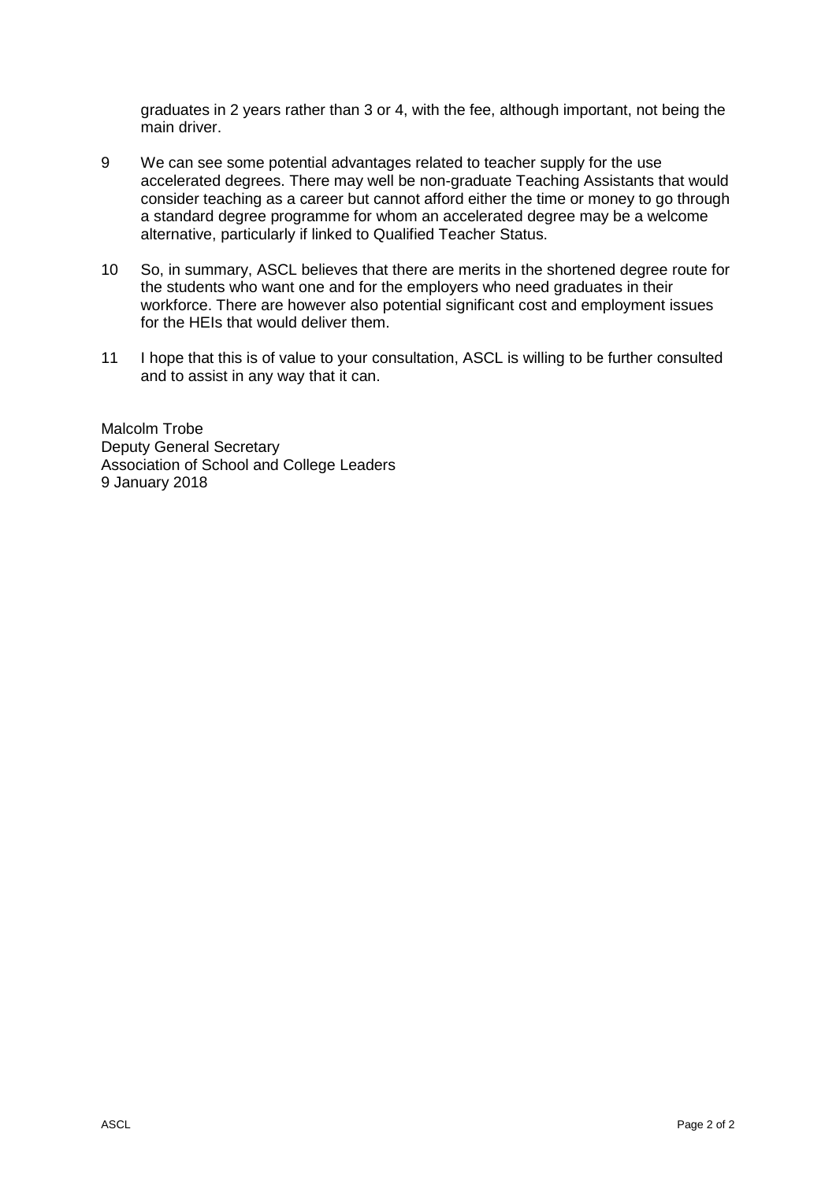graduates in 2 years rather than 3 or 4, with the fee, although important, not being the main driver.

9 We can see some potential advantages related to teacher supply for the use accelerated degrees. There may well be non-graduate Teaching Assistants that would consider teaching as a career but cannot afford either the time or money to go through a standard degree programme for whom an accelerated degree may be a welcome alternative, particularly if linked to Qualified Teacher Status.

10 So, in summary, ASCL believes that there are merits in the shortened degree route for the students who want one and for the employers who need graduates in their workforce. There are however also potential significant cost and employment issues for the HEIs that would deliver them.

11 I hope that this is of value to your consultation, ASCL is willing to be further consulted and to assist in any way that it can.

Malcolm Trobe  
Deputy General Secretary  
Association of School and College Leaders  
9 January 2018